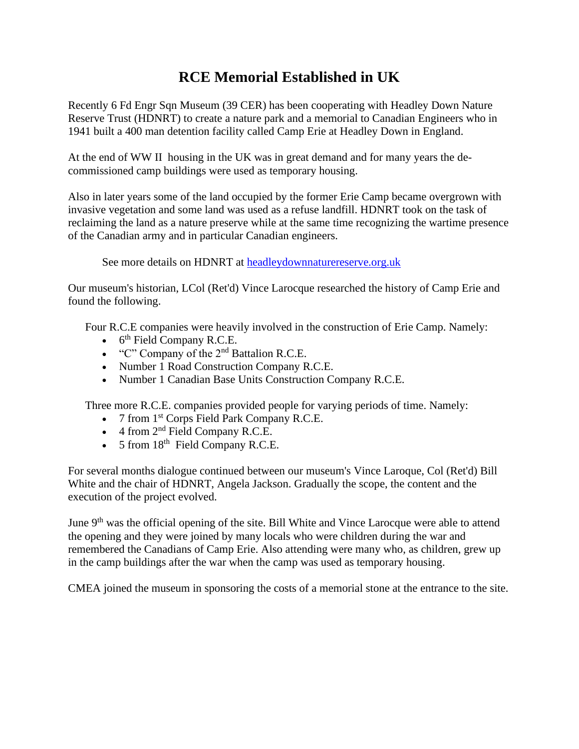# RCE Memorial Established in UK

Recently 6 Fd Engr Sqn Museum (39 CER) has been cooperating with Headley Down Nature Reserve Trust (HDNRT) to create a nature park and a memorial to Canadian Engineers who in 1941 built a 400 man detention facility called Camp Erie at Headley Down in England.

At the end of WW II housing in the UK was in great demand and for many years the de-commissioned camp buildings were used as temporary housing.

Also in later years some of the land occupied by the former Erie Camp became overgrown with invasive vegetation and some land was used as a refuse landfill. HDNRT took on the task of reclaiming the land as a nature preserve while at the same time recognizing the wartime presence of the Canadian army and in particular Canadian engineers.

See more details on HDNRT at [headleydownnaturereserve.org.uk](headleydownnaturereserve.org.uk)

Our museum's historian, LCol (Ret'd) Vince Larocque researched the history of Camp Erie and found the following.

Four R.C.E companies were heavily involved in the construction of Erie Camp. Namely:

- 6th Field Company R.C.E.
- "C" Company of the 2nd Battalion R.C.E.
- Number 1 Road Construction Company R.C.E.
- Number 1 Canadian Base Units Construction Company R.C.E.

Three more R.C.E. companies provided people for varying periods of time. Namely:

- 7 from 1st Corps Field Park Company R.C.E.
- 4 from 2nd Field Company R.C.E.
- 5 from 18th Field Company R.C.E.

For several months dialogue continued between our museum's Vince Laroque, Col (Ret'd) Bill White and the chair of HDNRT, Angela Jackson. Gradually the scope, the content and the execution of the project evolved.

June 9th was the official opening of the site. Bill White and Vince Larocque were able to attend the opening and they were joined by many locals who were children during the war and remembered the Canadians of Camp Erie. Also attending were many who, as children, grew up in the camp buildings after the war when the camp was used as temporary housing.

CMEA joined the museum in sponsoring the costs of a memorial stone at the entrance to the site.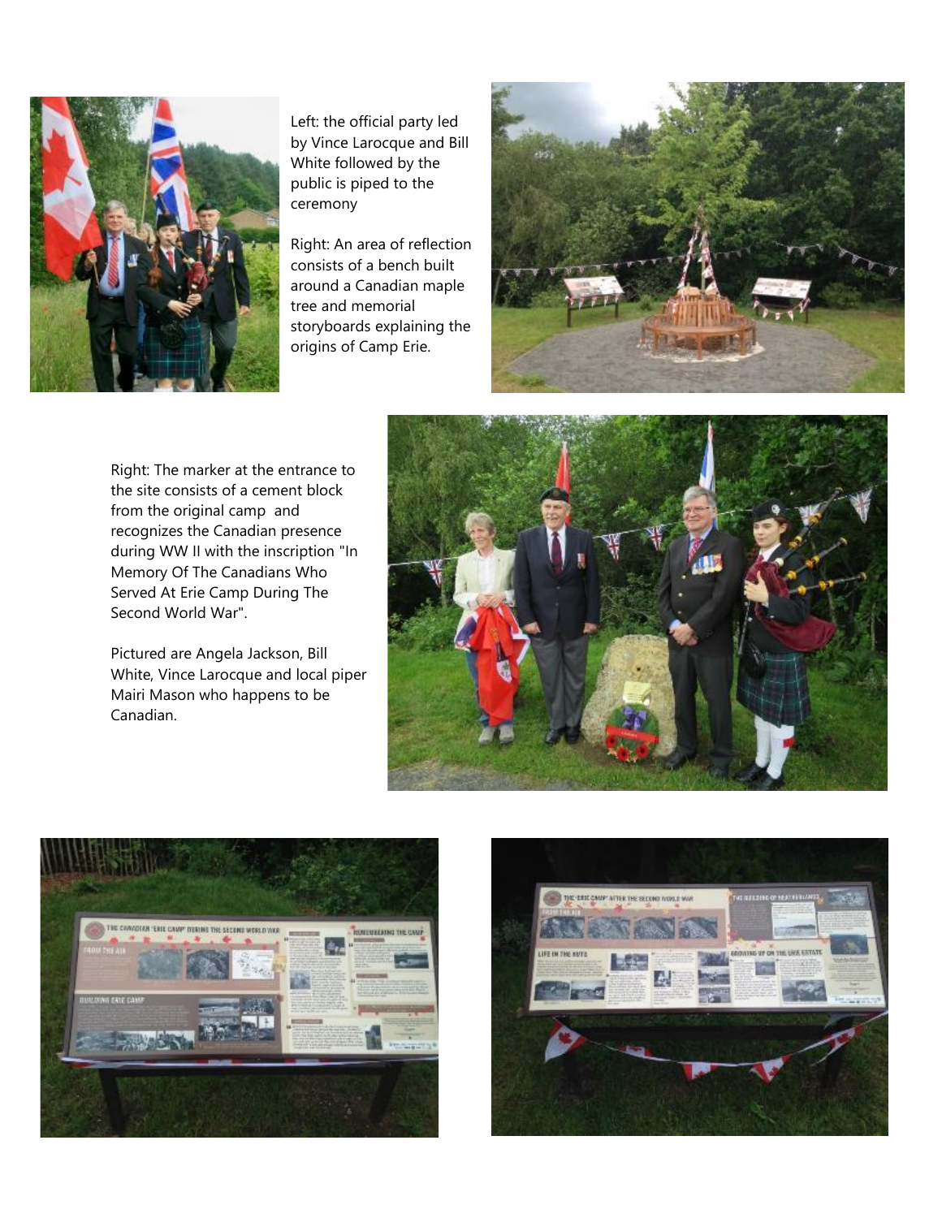Left: the official party led by Vince Larocque and Bill White followed by the public is piped to the ceremony

Right: An area of reflection consists of a bench built around a Canadian maple tree and memorial storyboards explaining the origins of Camp Erie.

Right: The marker at the entrance to the site consists of a cement block from the original camp and recognizes the Canadian presence during WW II with the inscription "In Memory Of The Canadians Who Served At Erie Camp During The Second World War".

Pictured are Angela Jackson, Bill White, Vince Larocque and local piper Mairi Mason who happens to be Canadian.